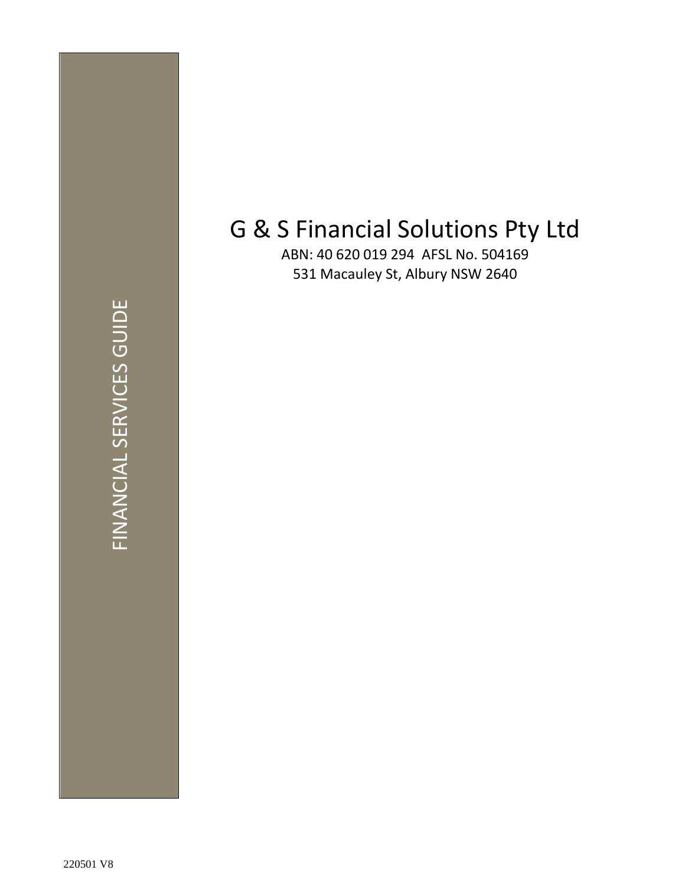FINANCIAL SERVICES GUIDE

# G & S Financial Solutions Pty Ltd

ABN: 40 620 019 294 AFSL No. 504169

531 Macauley St, Albury NSW 2640

220501 V8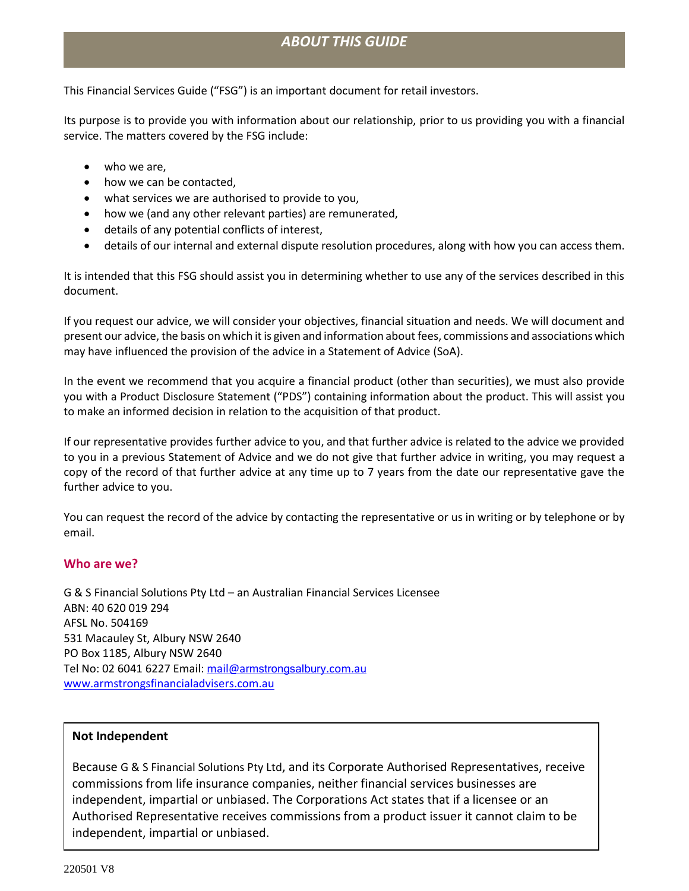## *ABOUT THIS GUIDE*

This Financial Services Guide ("FSG") is an important document for retail investors.

Its purpose is to provide you with information about our relationship, prior to us providing you with a financial service. The matters covered by the FSG include:

- who we are,
- how we can be contacted,
- what services we are authorised to provide to you,
- how we (and any other relevant parties) are remunerated,
- details of any potential conflicts of interest,
- details of our internal and external dispute resolution procedures, along with how you can access them.

It is intended that this FSG should assist you in determining whether to use any of the services described in this document.

If you request our advice, we will consider your objectives, financial situation and needs. We will document and present our advice, the basis on which it is given and information about fees, commissions and associations which may have influenced the provision of the advice in a Statement of Advice (SoA).

In the event we recommend that you acquire a financial product (other than securities), we must also provide you with a Product Disclosure Statement ("PDS") containing information about the product. This will assist you to make an informed decision in relation to the acquisition of that product.

If our representative provides further advice to you, and that further advice is related to the advice we provided to you in a previous Statement of Advice and we do not give that further advice in writing, you may request a copy of the record of that further advice at any time up to 7 years from the date our representative gave the further advice to you.

You can request the record of the advice by contacting the representative or us in writing or by telephone or by email.

### Who are we?

G & S Financial Solutions Pty Ltd – an Australian Financial Services Licensee
ABN: 40 620 019 294
AFSL No. 504169
531 Macauley St, Albury NSW 2640
PO Box 1185, Albury NSW 2640
Tel No: 02 6041 6227 Email: mail@armstrongsalbury.com.au
www.armstrongsfinancialadvisers.com.au

**Not Independent**

Because G & S Financial Solutions Pty Ltd, and its Corporate Authorised Representatives, receive commissions from life insurance companies, neither financial services businesses are independent, impartial or unbiased. The Corporations Act states that if a licensee or an Authorised Representative receives commissions from a product issuer it cannot claim to be independent, impartial or unbiased.

220501 V8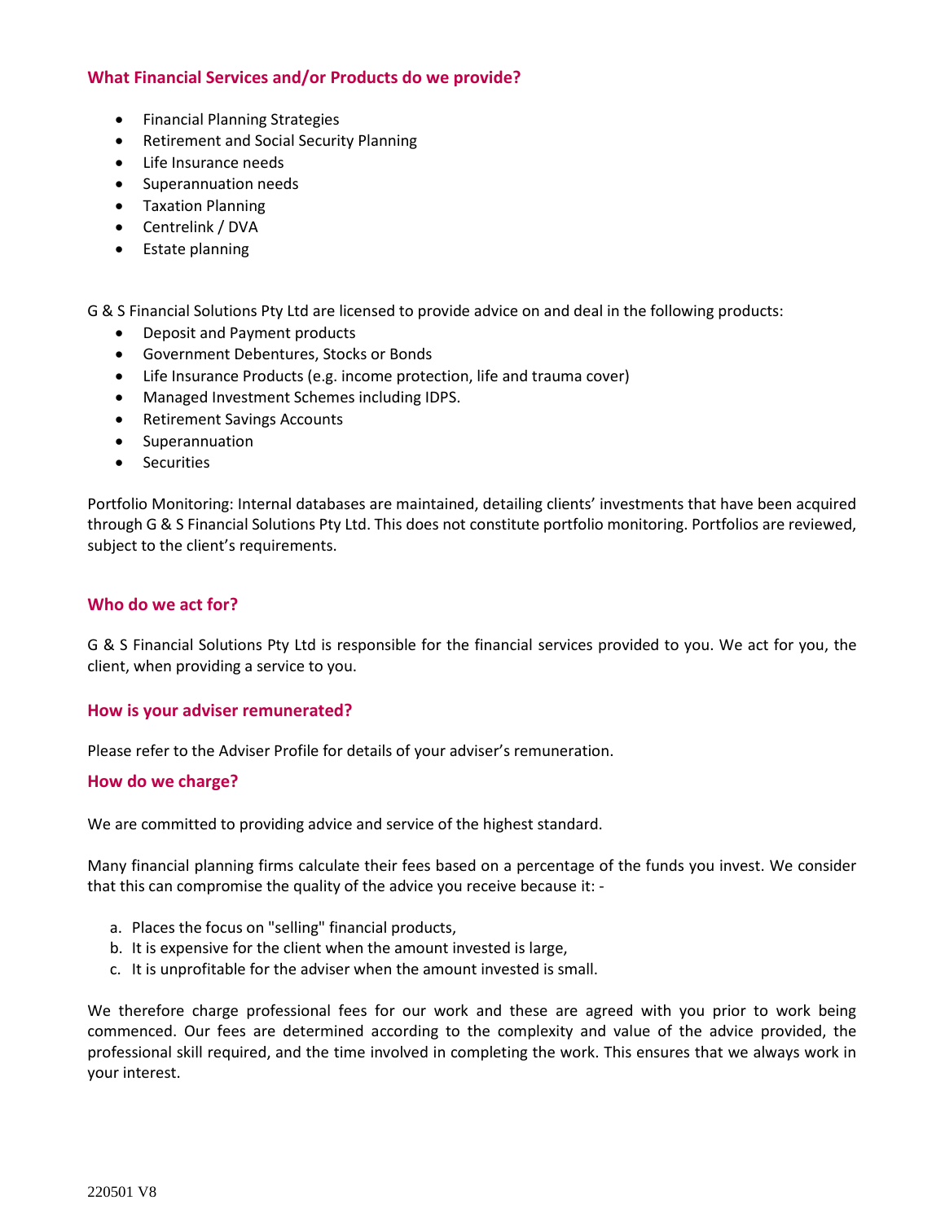## What Financial Services and/or Products do we provide?

- Financial Planning Strategies
- Retirement and Social Security Planning
- Life Insurance needs
- Superannuation needs
- Taxation Planning
- Centrelink / DVA
- Estate planning

G & S Financial Solutions Pty Ltd are licensed to provide advice on and deal in the following products:

- Deposit and Payment products
- Government Debentures, Stocks or Bonds
- Life Insurance Products (e.g. income protection, life and trauma cover)
- Managed Investment Schemes including IDPS.
- Retirement Savings Accounts
- Superannuation
- Securities

Portfolio Monitoring: Internal databases are maintained, detailing clients' investments that have been acquired through G & S Financial Solutions Pty Ltd. This does not constitute portfolio monitoring. Portfolios are reviewed, subject to the client's requirements.

## Who do we act for?

G & S Financial Solutions Pty Ltd is responsible for the financial services provided to you. We act for you, the client, when providing a service to you.

## How is your adviser remunerated?

Please refer to the Adviser Profile for details of your adviser's remuneration.

## How do we charge?

We are committed to providing advice and service of the highest standard.

Many financial planning firms calculate their fees based on a percentage of the funds you invest. We consider that this can compromise the quality of the advice you receive because it: -

a. Places the focus on "selling" financial products,
b. It is expensive for the client when the amount invested is large,
c. It is unprofitable for the adviser when the amount invested is small.

We therefore charge professional fees for our work and these are agreed with you prior to work being commenced. Our fees are determined according to the complexity and value of the advice provided, the professional skill required, and the time involved in completing the work. This ensures that we always work in your interest.

220501 V8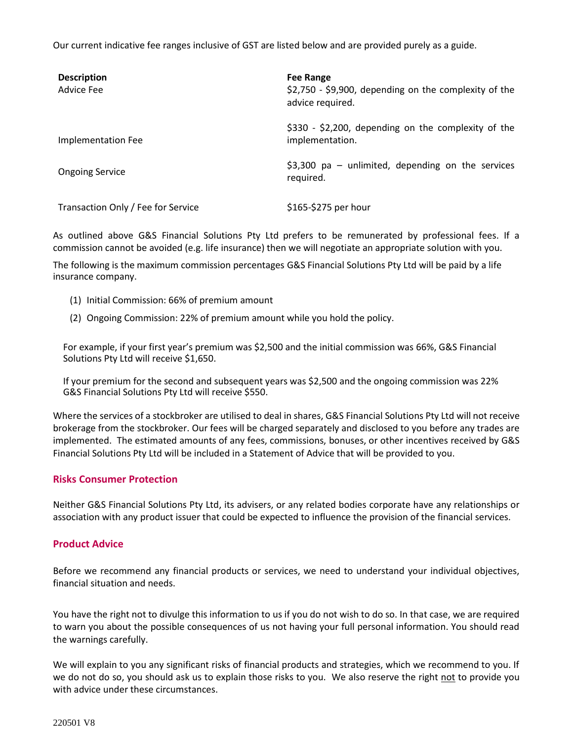Our current indicative fee ranges inclusive of GST are listed below and are provided purely as a guide.

| Description | Fee Range |
| --- | --- |
| Advice Fee | \$2,750 - \$9,900, depending on the complexity of the advice required. |
| Implementation Fee | \$330 - \$2,200, depending on the complexity of the implementation. |
| Ongoing Service | \$3,300 pa – unlimited, depending on the services required. |
| Transaction Only / Fee for Service | \$165-\$275 per hour |

As outlined above G&S Financial Solutions Pty Ltd prefers to be remunerated by professional fees. If a commission cannot be avoided (e.g. life insurance) then we will negotiate an appropriate solution with you.

The following is the maximum commission percentages G&S Financial Solutions Pty Ltd will be paid by a life insurance company.

(1) Initial Commission: 66% of premium amount

(2) Ongoing Commission: 22% of premium amount while you hold the policy.

For example, if your first year's premium was \$2,500 and the initial commission was 66%, G&S Financial Solutions Pty Ltd will receive \$1,650.

If your premium for the second and subsequent years was \$2,500 and the ongoing commission was 22% G&S Financial Solutions Pty Ltd will receive \$550.

Where the services of a stockbroker are utilised to deal in shares, G&S Financial Solutions Pty Ltd will not receive brokerage from the stockbroker. Our fees will be charged separately and disclosed to you before any trades are implemented. The estimated amounts of any fees, commissions, bonuses, or other incentives received by G&S Financial Solutions Pty Ltd will be included in a Statement of Advice that will be provided to you.

## Risks Consumer Protection

Neither G&S Financial Solutions Pty Ltd, its advisers, or any related bodies corporate have any relationships or association with any product issuer that could be expected to influence the provision of the financial services.

## Product Advice

Before we recommend any financial products or services, we need to understand your individual objectives, financial situation and needs.

You have the right not to divulge this information to us if you do not wish to do so. In that case, we are required to warn you about the possible consequences of us not having your full personal information. You should read the warnings carefully.

We will explain to you any significant risks of financial products and strategies, which we recommend to you. If we do not do so, you should ask us to explain those risks to you. We also reserve the right <u>not</u> to provide you with advice under these circumstances.

220501 V8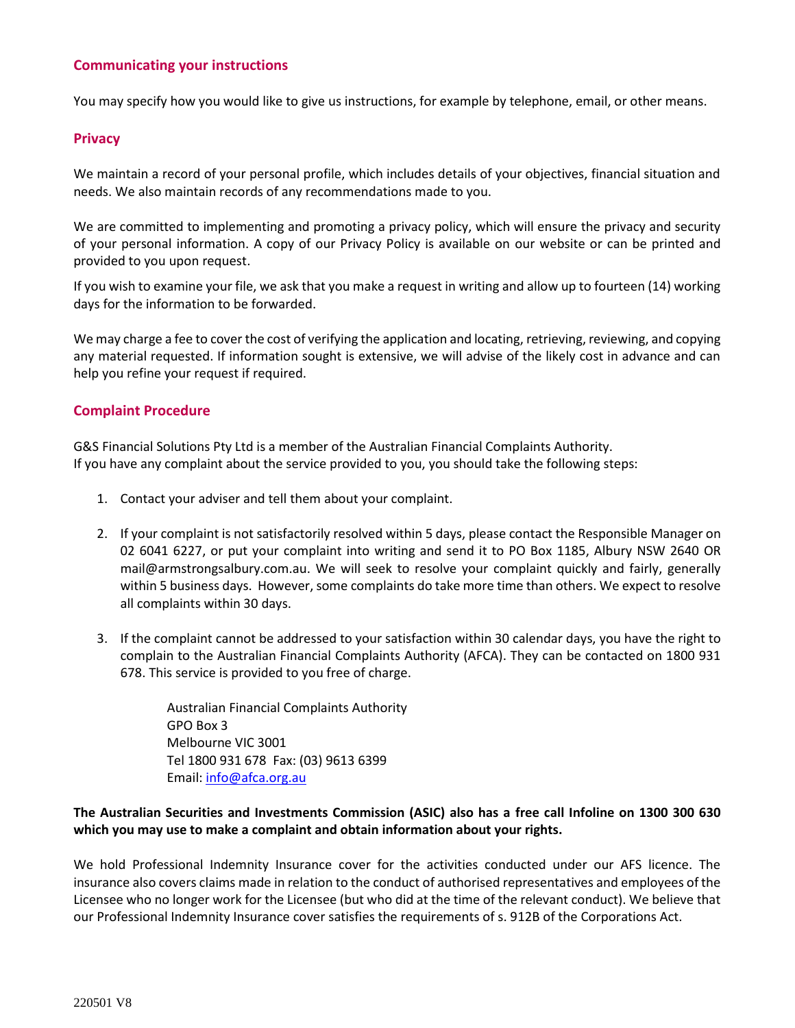## Communicating your instructions

You may specify how you would like to give us instructions, for example by telephone, email, or other means.

## Privacy

We maintain a record of your personal profile, which includes details of your objectives, financial situation and needs. We also maintain records of any recommendations made to you.

We are committed to implementing and promoting a privacy policy, which will ensure the privacy and security of your personal information. A copy of our Privacy Policy is available on our website or can be printed and provided to you upon request.

If you wish to examine your file, we ask that you make a request in writing and allow up to fourteen (14) working days for the information to be forwarded.

We may charge a fee to cover the cost of verifying the application and locating, retrieving, reviewing, and copying any material requested. If information sought is extensive, we will advise of the likely cost in advance and can help you refine your request if required.

## Complaint Procedure

G&S Financial Solutions Pty Ltd is a member of the Australian Financial Complaints Authority.
If you have any complaint about the service provided to you, you should take the following steps:

1. Contact your adviser and tell them about your complaint.

2. If your complaint is not satisfactorily resolved within 5 days, please contact the Responsible Manager on 02 6041 6227, or put your complaint into writing and send it to PO Box 1185, Albury NSW 2640 OR mail@armstrongsalbury.com.au. We will seek to resolve your complaint quickly and fairly, generally within 5 business days. However, some complaints do take more time than others. We expect to resolve all complaints within 30 days.

3. If the complaint cannot be addressed to your satisfaction within 30 calendar days, you have the right to complain to the Australian Financial Complaints Authority (AFCA). They can be contacted on 1800 931 678. This service is provided to you free of charge.

   Australian Financial Complaints Authority
   GPO Box 3
   Melbourne VIC 3001
   Tel 1800 931 678 Fax: (03) 9613 6399
   Email: info@afca.org.au

**The Australian Securities and Investments Commission (ASIC) also has a free call Infoline on 1300 300 630 which you may use to make a complaint and obtain information about your rights.**

We hold Professional Indemnity Insurance cover for the activities conducted under our AFS licence. The insurance also covers claims made in relation to the conduct of authorised representatives and employees of the Licensee who no longer work for the Licensee (but who did at the time of the relevant conduct). We believe that our Professional Indemnity Insurance cover satisfies the requirements of s. 912B of the Corporations Act.